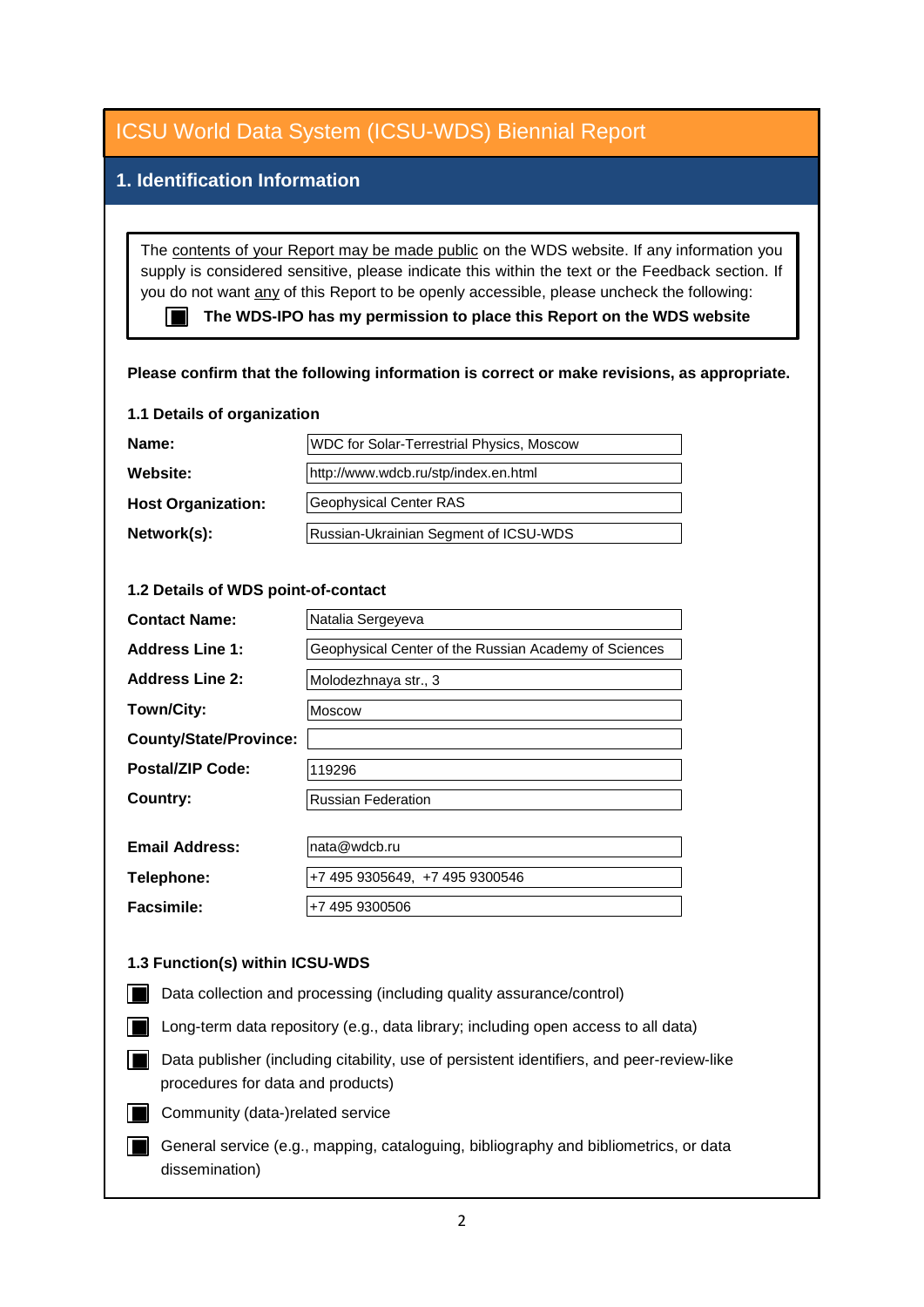# ICSU World Data System (ICSU-WDS) Biennial Report

## 1. Identification Information

The contents of your Report may be made public on the WDS website. If any information you supply is considered sensitive, please indicate this within the text or the Feedback section. If you do not want any of this Report to be openly accessible, please uncheck the following:

- [x] **The WDS-IPO has my permission to place this Report on the WDS website**

**Please confirm that the following information is correct or make revisions, as appropriate.**

### 1.1 Details of organization

| | |
|---|---|
| **Name:** | WDC for Solar-Terrestrial Physics, Moscow |
| **Website:** | http://www.wdcb.ru/stp/index.en.html |
| **Host Organization:** | Geophysical Center RAS |
| **Network(s):** | Russian-Ukrainian Segment of ICSU-WDS |

### 1.2 Details of WDS point-of-contact

| | |
|---|---|
| **Contact Name:** | Natalia Sergeyeva |
| **Address Line 1:** | Geophysical Center of the Russian Academy of Sciences |
| **Address Line 2:** | Molodezhnaya str., 3 |
| **Town/City:** | Moscow |
| **County/State/Province:** | |
| **Postal/ZIP Code:** | 119296 |
| **Country:** | Russian Federation |
| **Email Address:** | nata@wdcb.ru |
| **Telephone:** | +7 495 9305649, +7 495 9300546 |
| **Facsimile:** | +7 495 9300506 |

### 1.3 Function(s) within ICSU-WDS

- [x] Data collection and processing (including quality assurance/control)
- [x] Long-term data repository (e.g., data library; including open access to all data)
- [x] Data publisher (including citability, use of persistent identifiers, and peer-review-like procedures for data and products)
- [x] Community (data-)related service
- [x] General service (e.g., mapping, cataloguing, bibliography and bibliometrics, or data dissemination)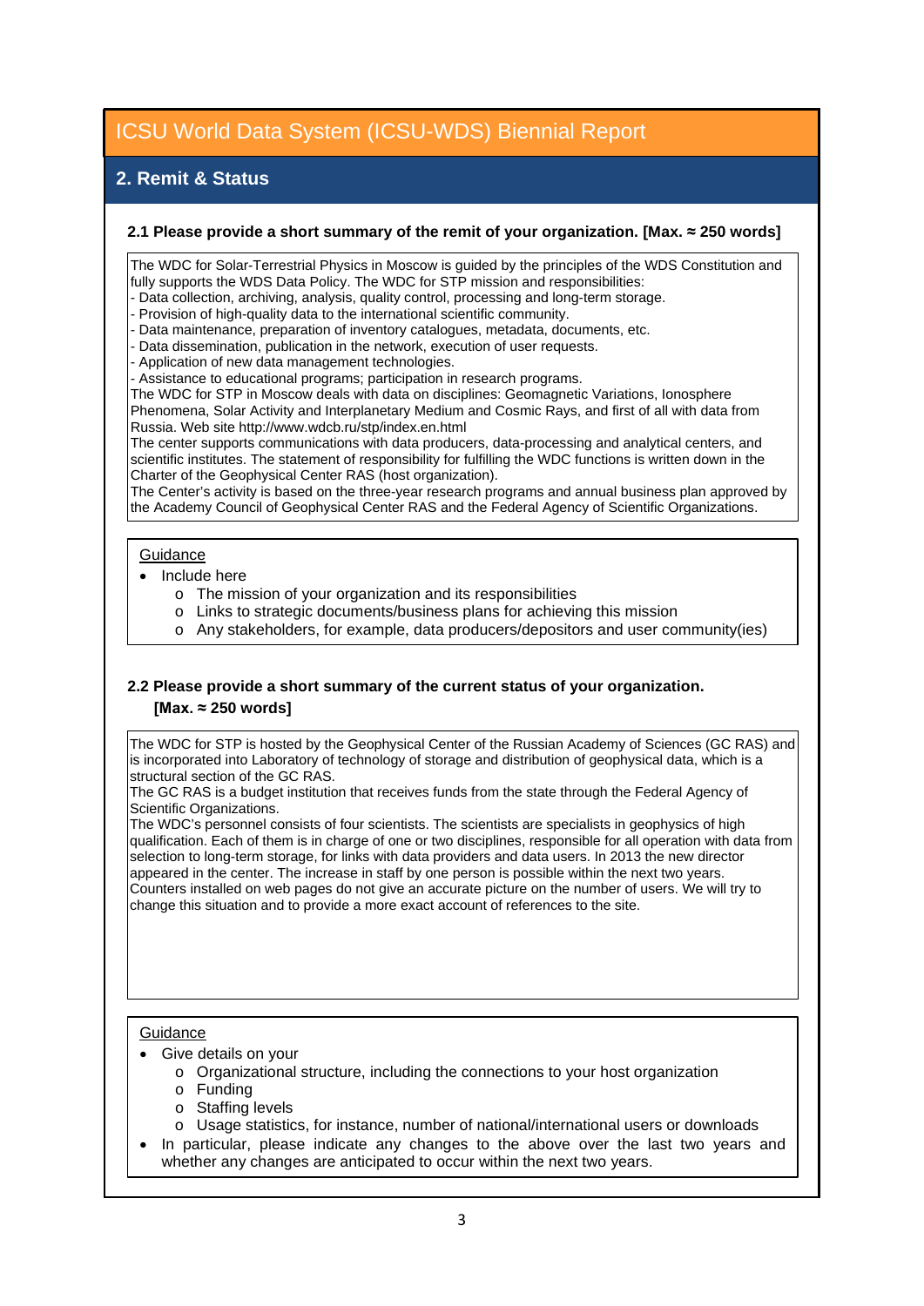# ICSU World Data System (ICSU-WDS) Biennial Report

## 2. Remit & Status

### 2.1 Please provide a short summary of the remit of your organization. [Max. ≈ 250 words]

The WDC for Solar-Terrestrial Physics in Moscow is guided by the principles of the WDS Constitution and fully supports the WDS Data Policy. The WDC for STP mission and responsibilities:
- Data collection, archiving, analysis, quality control, processing and long-term storage.
- Provision of high-quality data to the international scientific community.
- Data maintenance, preparation of inventory catalogues, metadata, documents, etc.
- Data dissemination, publication in the network, execution of user requests.
- Application of new data management technologies.
- Assistance to educational programs; participation in research programs.

The WDC for STP in Moscow deals with data on disciplines: Geomagnetic Variations, Ionosphere Phenomena, Solar Activity and Interplanetary Medium and Cosmic Rays, and first of all with data from Russia. Web site http://www.wdcb.ru/stp/index.en.html

The center supports communications with data producers, data-processing and analytical centers, and scientific institutes. The statement of responsibility for fulfilling the WDC functions is written down in the Charter of the Geophysical Center RAS (host organization).

The Center's activity is based on the three-year research programs and annual business plan approved by the Academy Council of Geophysical Center RAS and the Federal Agency of Scientific Organizations.

Guidance

- Include here
  - The mission of your organization and its responsibilities
  - Links to strategic documents/business plans for achieving this mission
  - Any stakeholders, for example, data producers/depositors and user community(ies)

### 2.2 Please provide a short summary of the current status of your organization. [Max. ≈ 250 words]

The WDC for STP is hosted by the Geophysical Center of the Russian Academy of Sciences (GC RAS) and is incorporated into Laboratory of technology of storage and distribution of geophysical data, which is a structural section of the GC RAS.

The GC RAS is a budget institution that receives funds from the state through the Federal Agency of Scientific Organizations.

The WDC's personnel consists of four scientists. The scientists are specialists in geophysics of high qualification. Each of them is in charge of one or two disciplines, responsible for all operation with data from selection to long-term storage, for links with data providers and data users. In 2013 the new director appeared in the center. The increase in staff by one person is possible within the next two years.

Counters installed on web pages do not give an accurate picture on the number of users. We will try to change this situation and to provide a more exact account of references to the site.

Guidance

- Give details on your
  - Organizational structure, including the connections to your host organization
  - Funding
  - Staffing levels
  - Usage statistics, for instance, number of national/international users or downloads
- In particular, please indicate any changes to the above over the last two years and whether any changes are anticipated to occur within the next two years.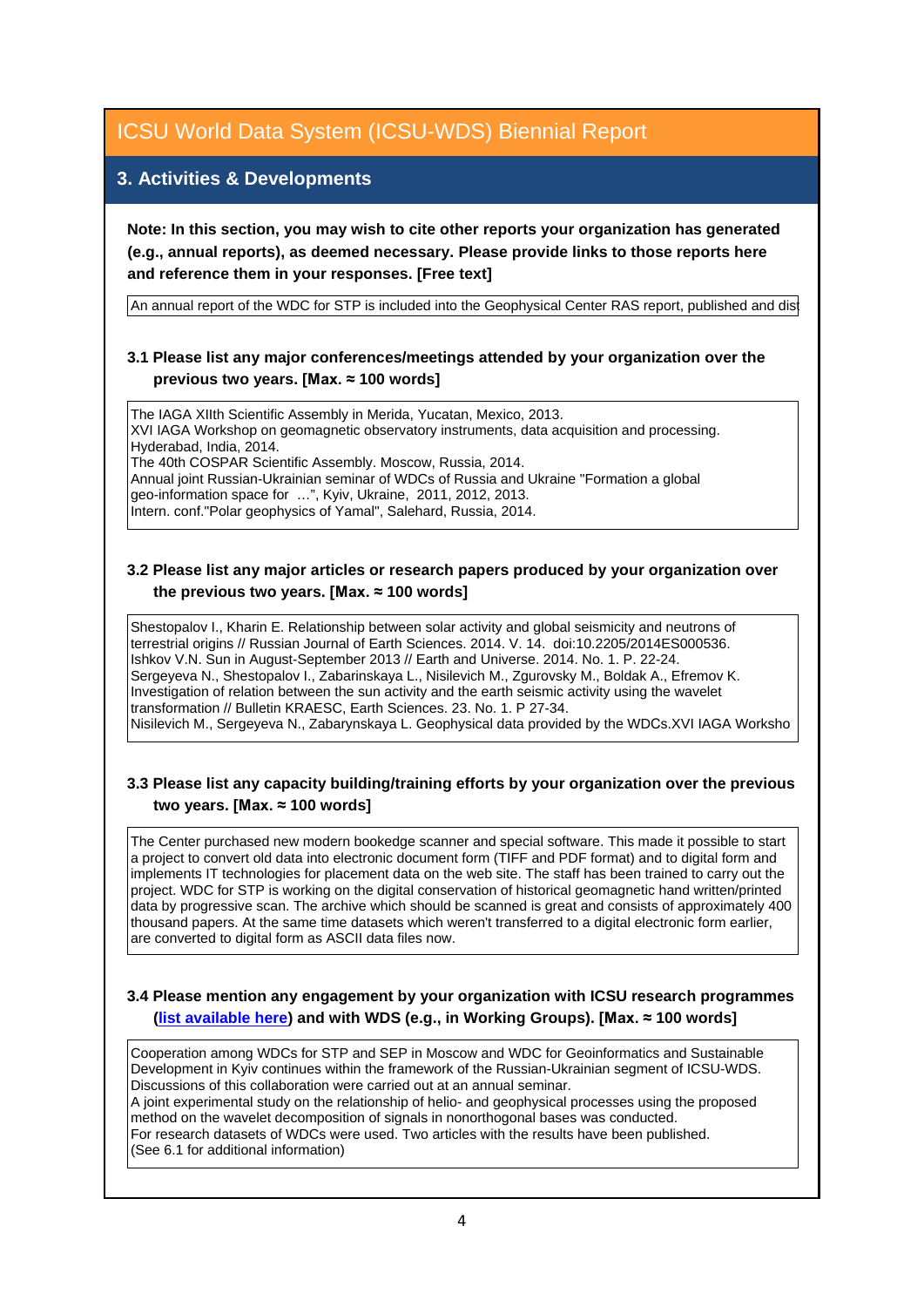# ICSU World Data System (ICSU-WDS) Biennial Report

## 3. Activities & Developments

**Note: In this section, you may wish to cite other reports your organization has generated (e.g., annual reports), as deemed necessary. Please provide links to those reports here and reference them in your responses. [Free text]**

An annual report of the WDC for STP is included into the Geophysical Center RAS report, published and dis

### 3.1 Please list any major conferences/meetings attended by your organization over the previous two years. [Max. ≈ 100 words]

The IAGA XIIth Scientific Assembly in Merida, Yucatan, Mexico, 2013.
XVI IAGA Workshop on geomagnetic observatory instruments, data acquisition and processing. Hyderabad, India, 2014.
The 40th COSPAR Scientific Assembly. Moscow, Russia, 2014.
Annual joint Russian-Ukrainian seminar of WDCs of Russia and Ukraine "Formation a global geo-information space for …", Kyiv, Ukraine, 2011, 2012, 2013.
Intern. conf."Polar geophysics of Yamal", Salehard, Russia, 2014.

### 3.2 Please list any major articles or research papers produced by your organization over the previous two years. [Max. ≈ 100 words]

Shestopalov I., Kharin E. Relationship between solar activity and global seismicity and neutrons of terrestrial origins // Russian Journal of Earth Sciences. 2014. V. 14. doi:10.2205/2014ES000536.
Ishkov V.N. Sun in August-September 2013 // Earth and Universe. 2014. No. 1. P. 22-24.
Sergeyeva N., Shestopalov I., Zabarinskaya L., Nisilevich M., Zgurovsky M., Boldak A., Efremov K. Investigation of relation between the sun activity and the earth seismic activity using the wavelet transformation // Bulletin KRAESC, Earth Sciences. 23. No. 1. P 27-34.
Nisilevich M., Sergeyeva N., Zabarynskaya L. Geophysical data provided by the WDCs.XVI IAGA Worksho

### 3.3 Please list any capacity building/training efforts by your organization over the previous two years. [Max. ≈ 100 words]

The Center purchased new modern bookedge scanner and special software. This made it possible to start a project to convert old data into electronic document form (TIFF and PDF format) and to digital form and implements IT technologies for placement data on the web site. The staff has been trained to carry out the project. WDC for STP is working on the digital conservation of historical geomagnetic hand written/printed data by progressive scan. The archive which should be scanned is great and consists of approximately 400 thousand papers. At the same time datasets which weren't transferred to a digital electronic form earlier, are converted to digital form as ASCII data files now.

### 3.4 Please mention any engagement by your organization with ICSU research programmes (list available here) and with WDS (e.g., in Working Groups). [Max. ≈ 100 words]

Cooperation among WDCs for STP and SEP in Moscow and WDC for Geoinformatics and Sustainable Development in Kyiv continues within the framework of the Russian-Ukrainian segment of ICSU-WDS. Discussions of this collaboration were carried out at an annual seminar.
A joint experimental study on the relationship of helio- and geophysical processes using the proposed method on the wavelet decomposition of signals in nonorthogonal bases was conducted.
For research datasets of WDCs were used. Two articles with the results have been published.
(See 6.1 for additional information)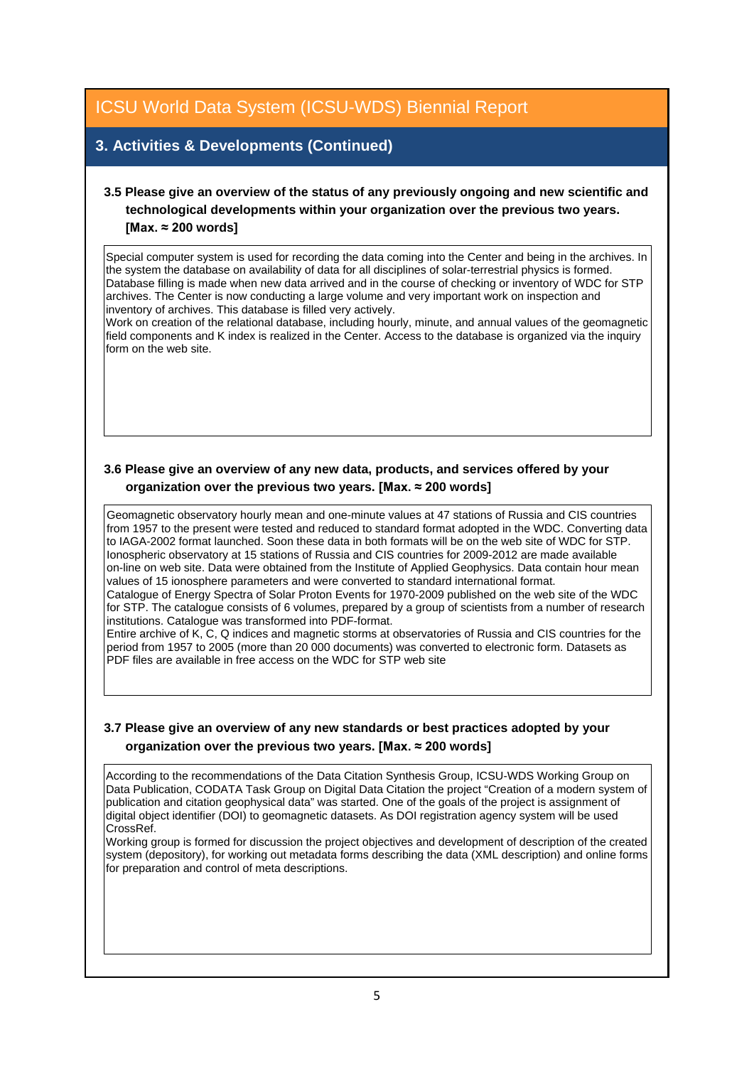# ICSU World Data System (ICSU-WDS) Biennial Report

## 3. Activities & Developments (Continued)

**3.5 Please give an overview of the status of any previously ongoing and new scientific and technological developments within your organization over the previous two years. [Max. ≈ 200 words]**

Special computer system is used for recording the data coming into the Center and being in the archives. In the system the database on availability of data for all disciplines of solar-terrestrial physics is formed. Database filling is made when new data arrived and in the course of checking or inventory of WDC for STP archives. The Center is now conducting a large volume and very important work on inspection and inventory of archives. This database is filled very actively.
Work on creation of the relational database, including hourly, minute, and annual values of the geomagnetic field components and K index is realized in the Center. Access to the database is organized via the inquiry form on the web site.

**3.6 Please give an overview of any new data, products, and services offered by your organization over the previous two years. [Max. ≈ 200 words]**

Geomagnetic observatory hourly mean and one-minute values at 47 stations of Russia and CIS countries from 1957 to the present were tested and reduced to standard format adopted in the WDC. Converting data to IAGA-2002 format launched. Soon these data in both formats will be on the web site of WDC for STP.
Ionospheric observatory at 15 stations of Russia and CIS countries for 2009-2012 are made available on-line on web site. Data were obtained from the Institute of Applied Geophysics. Data contain hour mean values of 15 ionosphere parameters and were converted to standard international format.
Catalogue of Energy Spectra of Solar Proton Events for 1970-2009 published on the web site of the WDC for STP. The catalogue consists of 6 volumes, prepared by a group of scientists from a number of research institutions. Catalogue was transformed into PDF-format.
Entire archive of K, C, Q indices and magnetic storms at observatories of Russia and CIS countries for the period from 1957 to 2005 (more than 20 000 documents) was converted to electronic form. Datasets as PDF files are available in free access on the WDC for STP web site

**3.7 Please give an overview of any new standards or best practices adopted by your organization over the previous two years. [Max. ≈ 200 words]**

According to the recommendations of the Data Citation Synthesis Group, ICSU-WDS Working Group on Data Publication, CODATA Task Group on Digital Data Citation the project "Creation of a modern system of publication and citation geophysical data" was started. One of the goals of the project is assignment of digital object identifier (DOI) to geomagnetic datasets. As DOI registration agency system will be used CrossRef.
Working group is formed for discussion the project objectives and development of description of the created system (depository), for working out metadata forms describing the data (XML description) and online forms for preparation and control of meta descriptions.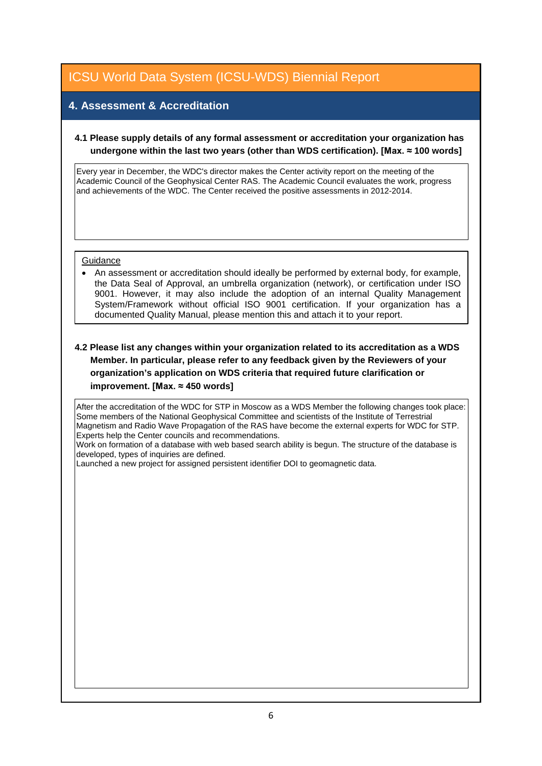# ICSU World Data System (ICSU-WDS) Biennial Report

## 4. Assessment & Accreditation

**4.1 Please supply details of any formal assessment or accreditation your organization has undergone within the last two years (other than WDS certification). [Max. ≈ 100 words]**

Every year in December, the WDC's director makes the Center activity report on the meeting of the Academic Council of the Geophysical Center RAS. The Academic Council evaluates the work, progress and achievements of the WDC. The Center received the positive assessments in 2012-2014.

Guidance

- An assessment or accreditation should ideally be performed by external body, for example, the Data Seal of Approval, an umbrella organization (network), or certification under ISO 9001. However, it may also include the adoption of an internal Quality Management System/Framework without official ISO 9001 certification. If your organization has a documented Quality Manual, please mention this and attach it to your report.

**4.2 Please list any changes within your organization related to its accreditation as a WDS Member. In particular, please refer to any feedback given by the Reviewers of your organization's application on WDS criteria that required future clarification or improvement. [Max. ≈ 450 words]**

After the accreditation of the WDC for STP in Moscow as a WDS Member the following changes took place:
Some members of the National Geophysical Committee and scientists of the Institute of Terrestrial Magnetism and Radio Wave Propagation of the RAS have become the external experts for WDC for STP. Experts help the Center councils and recommendations.
Work on formation of a database with web based search ability is begun. The structure of the database is developed, types of inquiries are defined.
Launched a new project for assigned persistent identifier DOI to geomagnetic data.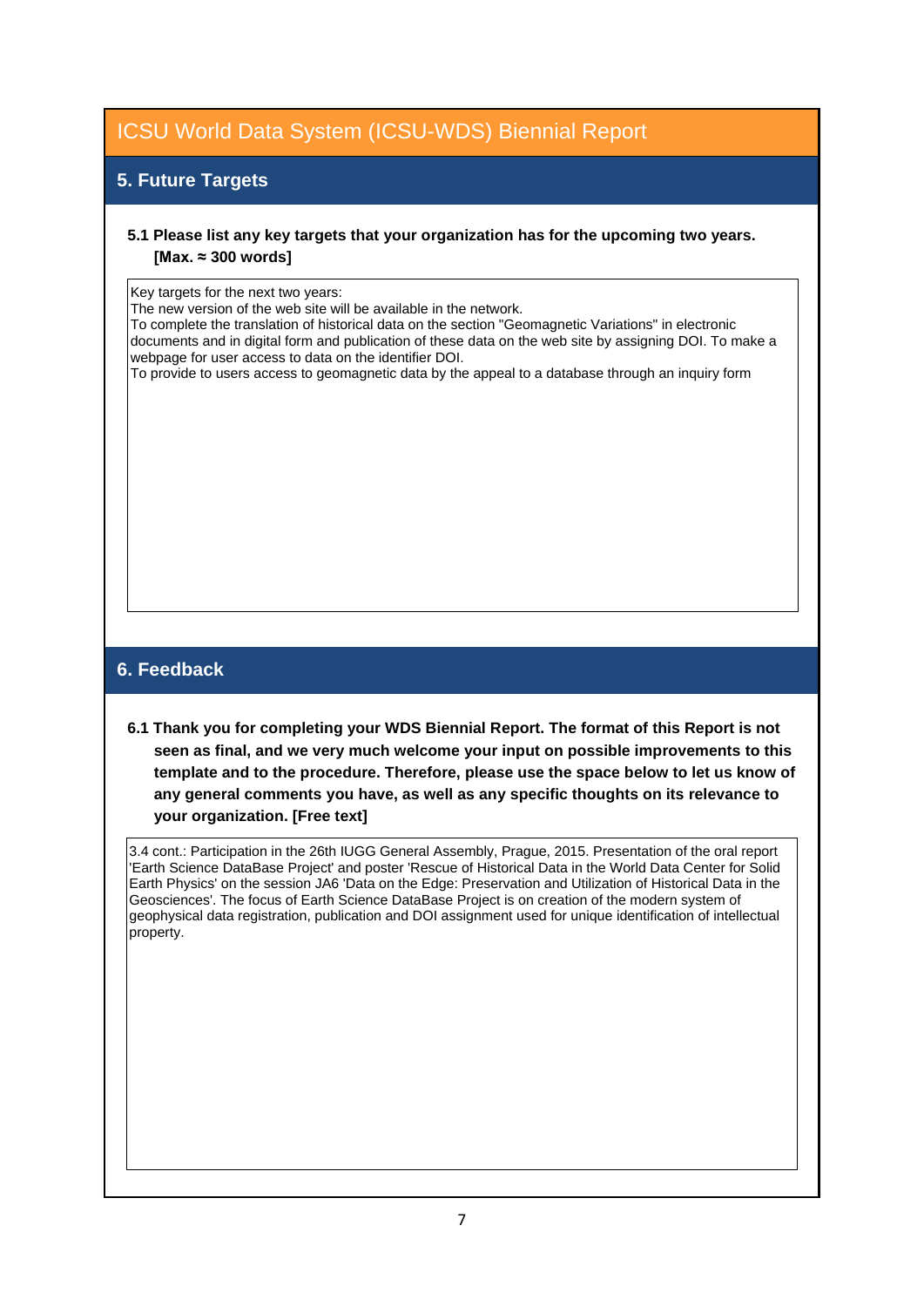# ICSU World Data System (ICSU-WDS) Biennial Report

## 5. Future Targets

**5.1 Please list any key targets that your organization has for the upcoming two years. [Max. ≈ 300 words]**

Key targets for the next two years:
The new version of the web site will be available in the network.
To complete the translation of historical data on the section "Geomagnetic Variations" in electronic documents and in digital form and publication of these data on the web site by assigning DOI. To make a webpage for user access to data on the identifier DOI.
To provide to users access to geomagnetic data by the appeal to a database through an inquiry form

## 6. Feedback

**6.1 Thank you for completing your WDS Biennial Report. The format of this Report is not seen as final, and we very much welcome your input on possible improvements to this template and to the procedure. Therefore, please use the space below to let us know of any general comments you have, as well as any specific thoughts on its relevance to your organization. [Free text]**

3.4 cont.: Participation in the 26th IUGG General Assembly, Prague, 2015. Presentation of the oral report 'Earth Science DataBase Project' and poster 'Rescue of Historical Data in the World Data Center for Solid Earth Physics' on the session JA6 'Data on the Edge: Preservation and Utilization of Historical Data in the Geosciences'. The focus of Earth Science DataBase Project is on creation of the modern system of geophysical data registration, publication and DOI assignment used for unique identification of intellectual property.